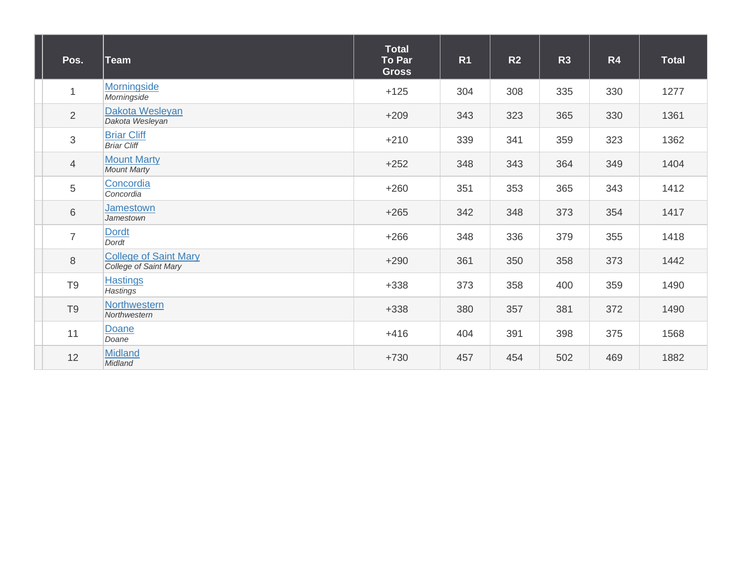| Pos. | Team | Total To Par Gross | R1 | R2 | R3 | R4 | Total |
|---|---|---|---|---|---|---|---|
| 1 | Morningside<br>*Morningside* | +125 | 304 | 308 | 335 | 330 | 1277 |
| 2 | Dakota Wesleyan<br>*Dakota Wesleyan* | +209 | 343 | 323 | 365 | 330 | 1361 |
| 3 | Briar Cliff<br>*Briar Cliff* | +210 | 339 | 341 | 359 | 323 | 1362 |
| 4 | Mount Marty<br>*Mount Marty* | +252 | 348 | 343 | 364 | 349 | 1404 |
| 5 | Concordia<br>*Concordia* | +260 | 351 | 353 | 365 | 343 | 1412 |
| 6 | Jamestown<br>*Jamestown* | +265 | 342 | 348 | 373 | 354 | 1417 |
| 7 | Dordt<br>*Dordt* | +266 | 348 | 336 | 379 | 355 | 1418 |
| 8 | College of Saint Mary<br>*College of Saint Mary* | +290 | 361 | 350 | 358 | 373 | 1442 |
| T9 | Hastings<br>*Hastings* | +338 | 373 | 358 | 400 | 359 | 1490 |
| T9 | Northwestern<br>*Northwestern* | +338 | 380 | 357 | 381 | 372 | 1490 |
| 11 | Doane<br>*Doane* | +416 | 404 | 391 | 398 | 375 | 1568 |
| 12 | Midland<br>*Midland* | +730 | 457 | 454 | 502 | 469 | 1882 |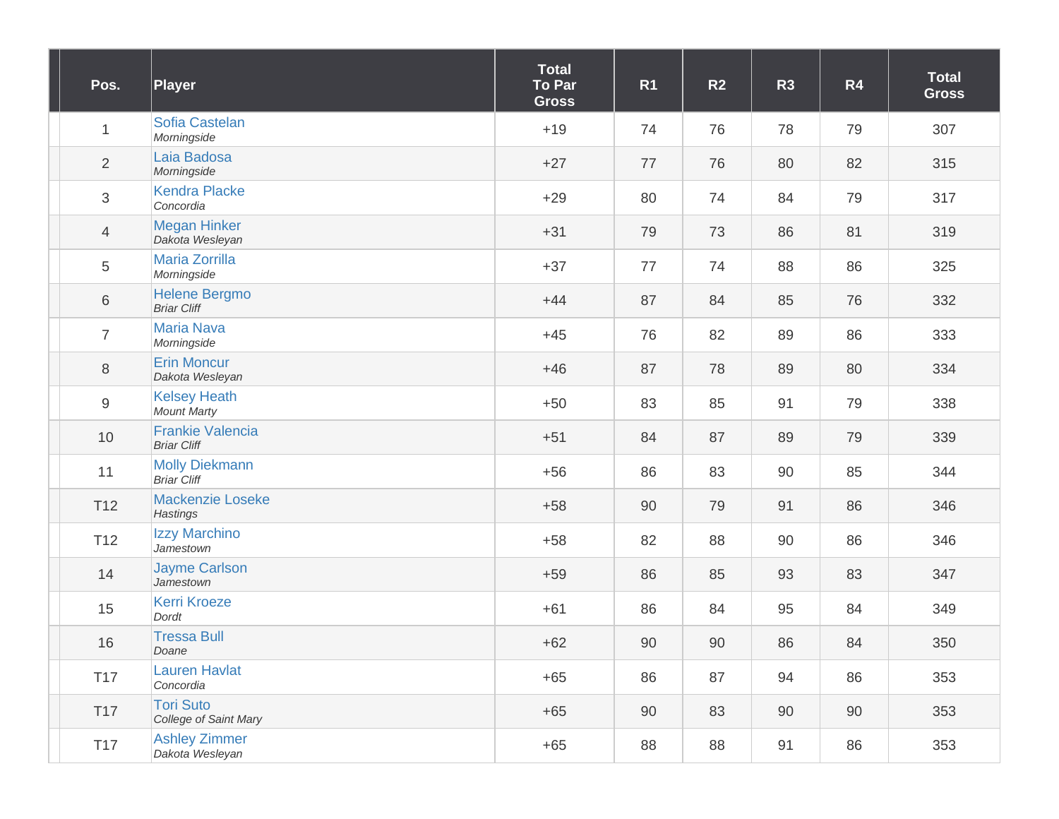| Pos. | Player | Total To Par Gross | R1 | R2 | R3 | R4 | Total Gross |
|---|---|---|---|---|---|---|---|
| 1 | Sofia Castelan *Morningside* | +19 | 74 | 76 | 78 | 79 | 307 |
| 2 | Laia Badosa *Morningside* | +27 | 77 | 76 | 80 | 82 | 315 |
| 3 | Kendra Placke *Concordia* | +29 | 80 | 74 | 84 | 79 | 317 |
| 4 | Megan Hinker *Dakota Wesleyan* | +31 | 79 | 73 | 86 | 81 | 319 |
| 5 | Maria Zorrilla *Morningside* | +37 | 77 | 74 | 88 | 86 | 325 |
| 6 | Helene Bergmo *Briar Cliff* | +44 | 87 | 84 | 85 | 76 | 332 |
| 7 | Maria Nava *Morningside* | +45 | 76 | 82 | 89 | 86 | 333 |
| 8 | Erin Moncur *Dakota Wesleyan* | +46 | 87 | 78 | 89 | 80 | 334 |
| 9 | Kelsey Heath *Mount Marty* | +50 | 83 | 85 | 91 | 79 | 338 |
| 10 | Frankie Valencia *Briar Cliff* | +51 | 84 | 87 | 89 | 79 | 339 |
| 11 | Molly Diekmann *Briar Cliff* | +56 | 86 | 83 | 90 | 85 | 344 |
| T12 | Mackenzie Loseke *Hastings* | +58 | 90 | 79 | 91 | 86 | 346 |
| T12 | Izzy Marchino *Jamestown* | +58 | 82 | 88 | 90 | 86 | 346 |
| 14 | Jayme Carlson *Jamestown* | +59 | 86 | 85 | 93 | 83 | 347 |
| 15 | Kerri Kroeze *Dordt* | +61 | 86 | 84 | 95 | 84 | 349 |
| 16 | Tressa Bull *Doane* | +62 | 90 | 90 | 86 | 84 | 350 |
| T17 | Lauren Havlat *Concordia* | +65 | 86 | 87 | 94 | 86 | 353 |
| T17 | Tori Suto *College of Saint Mary* | +65 | 90 | 83 | 90 | 90 | 353 |
| T17 | Ashley Zimmer *Dakota Wesleyan* | +65 | 88 | 88 | 91 | 86 | 353 |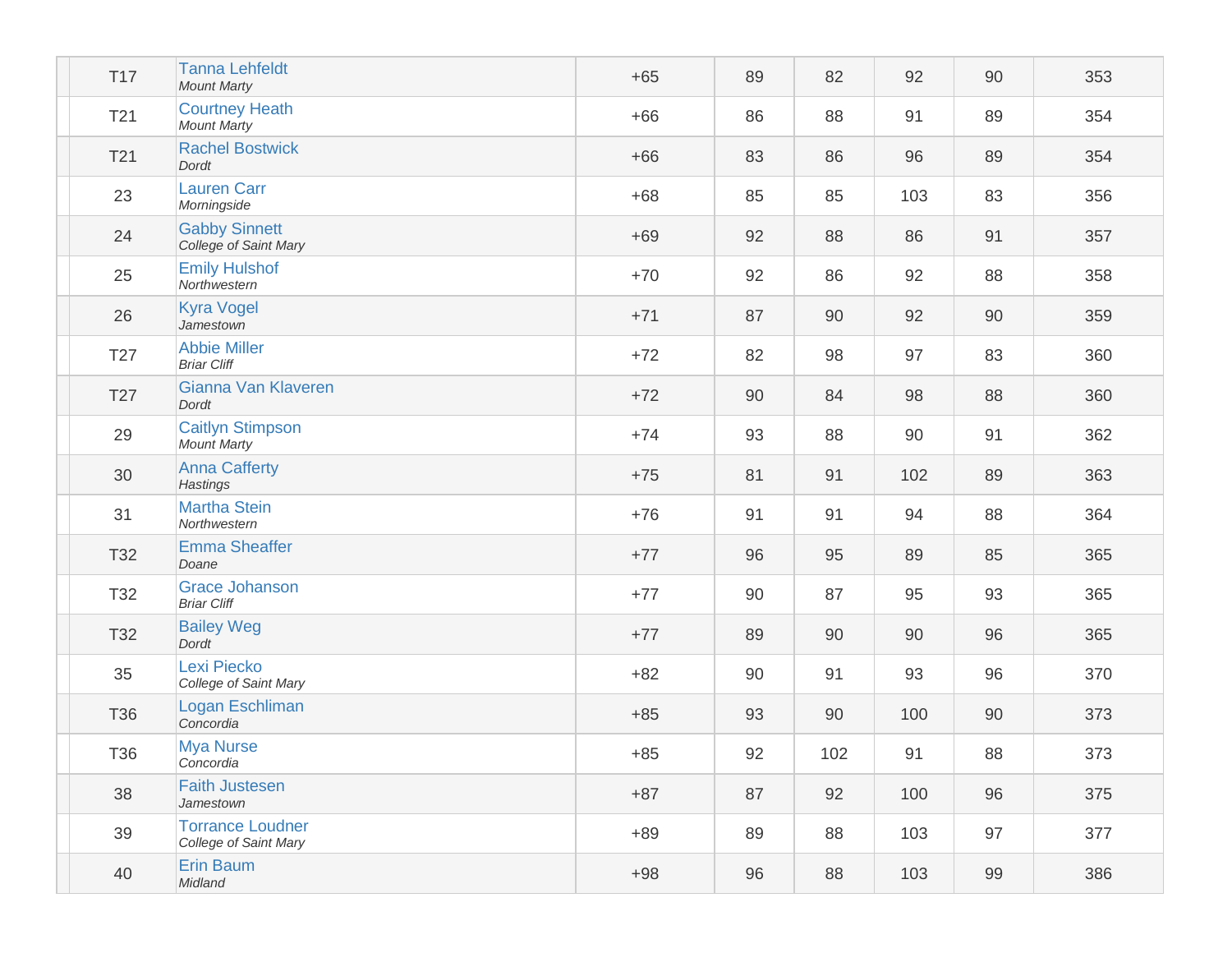| | Pos | Player | To Par | R1 | R2 | R3 | R4 | Total |
|---|---|---|---|---|---|---|---|---|
| | T17 | Tanna Lehfeldt *Mount Marty* | +65 | 89 | 82 | 92 | 90 | 353 |
| | T21 | Courtney Heath *Mount Marty* | +66 | 86 | 88 | 91 | 89 | 354 |
| | T21 | Rachel Bostwick *Dordt* | +66 | 83 | 86 | 96 | 89 | 354 |
| | 23 | Lauren Carr *Morningside* | +68 | 85 | 85 | 103 | 83 | 356 |
| | 24 | Gabby Sinnett *College of Saint Mary* | +69 | 92 | 88 | 86 | 91 | 357 |
| | 25 | Emily Hulshof *Northwestern* | +70 | 92 | 86 | 92 | 88 | 358 |
| | 26 | Kyra Vogel *Jamestown* | +71 | 87 | 90 | 92 | 90 | 359 |
| | T27 | Abbie Miller *Briar Cliff* | +72 | 82 | 98 | 97 | 83 | 360 |
| | T27 | Gianna Van Klaveren *Dordt* | +72 | 90 | 84 | 98 | 88 | 360 |
| | 29 | Caitlyn Stimpson *Mount Marty* | +74 | 93 | 88 | 90 | 91 | 362 |
| | 30 | Anna Cafferty *Hastings* | +75 | 81 | 91 | 102 | 89 | 363 |
| | 31 | Martha Stein *Northwestern* | +76 | 91 | 91 | 94 | 88 | 364 |
| | T32 | Emma Sheaffer *Doane* | +77 | 96 | 95 | 89 | 85 | 365 |
| | T32 | Grace Johanson *Briar Cliff* | +77 | 90 | 87 | 95 | 93 | 365 |
| | T32 | Bailey Weg *Dordt* | +77 | 89 | 90 | 90 | 96 | 365 |
| | 35 | Lexi Piecko *College of Saint Mary* | +82 | 90 | 91 | 93 | 96 | 370 |
| | T36 | Logan Eschliman *Concordia* | +85 | 93 | 90 | 100 | 90 | 373 |
| | T36 | Mya Nurse *Concordia* | +85 | 92 | 102 | 91 | 88 | 373 |
| | 38 | Faith Justesen *Jamestown* | +87 | 87 | 92 | 100 | 96 | 375 |
| | 39 | Torrance Loudner *College of Saint Mary* | +89 | 89 | 88 | 103 | 97 | 377 |
| | 40 | Erin Baum *Midland* | +98 | 96 | 88 | 103 | 99 | 386 |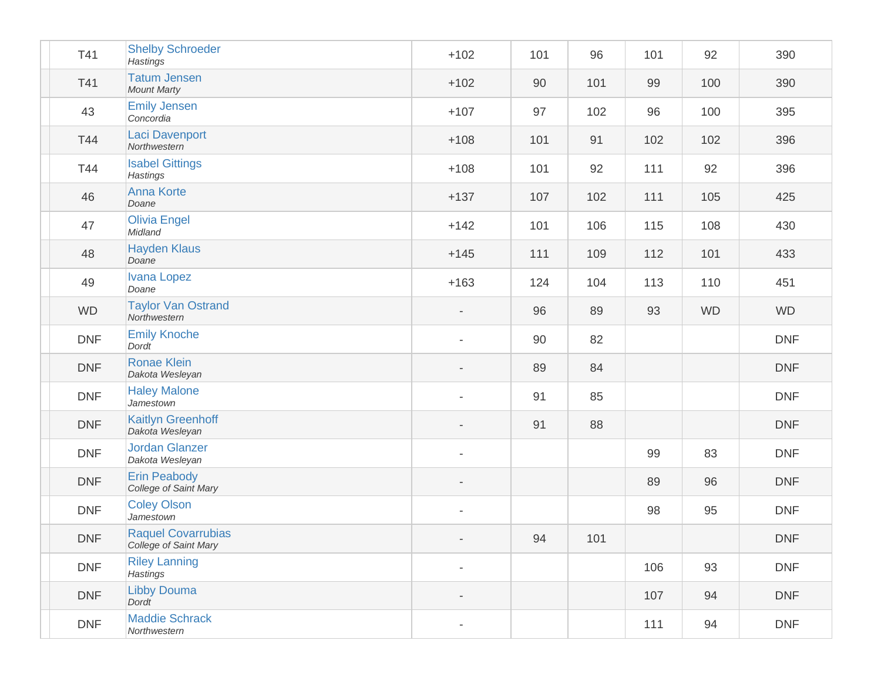| | | | | | | | |
|---|---|---|---|---|---|---|---|
| T41 | Shelby Schroeder<br>*Hastings* | +102 | 101 | 96 | 101 | 92 | 390 |
| T41 | Tatum Jensen<br>*Mount Marty* | +102 | 90 | 101 | 99 | 100 | 390 |
| 43 | Emily Jensen<br>*Concordia* | +107 | 97 | 102 | 96 | 100 | 395 |
| T44 | Laci Davenport<br>*Northwestern* | +108 | 101 | 91 | 102 | 102 | 396 |
| T44 | Isabel Gittings<br>*Hastings* | +108 | 101 | 92 | 111 | 92 | 396 |
| 46 | Anna Korte<br>*Doane* | +137 | 107 | 102 | 111 | 105 | 425 |
| 47 | Olivia Engel<br>*Midland* | +142 | 101 | 106 | 115 | 108 | 430 |
| 48 | Hayden Klaus<br>*Doane* | +145 | 111 | 109 | 112 | 101 | 433 |
| 49 | Ivana Lopez<br>*Doane* | +163 | 124 | 104 | 113 | 110 | 451 |
| WD | Taylor Van Ostrand<br>*Northwestern* | - | 96 | 89 | 93 | WD | WD |
| DNF | Emily Knoche<br>*Dordt* | - | 90 | 82 | | | DNF |
| DNF | Ronae Klein<br>*Dakota Wesleyan* | - | 89 | 84 | | | DNF |
| DNF | Haley Malone<br>*Jamestown* | - | 91 | 85 | | | DNF |
| DNF | Kaitlyn Greenhoff<br>*Dakota Wesleyan* | - | 91 | 88 | | | DNF |
| DNF | Jordan Glanzer<br>*Dakota Wesleyan* | - | | | 99 | 83 | DNF |
| DNF | Erin Peabody<br>*College of Saint Mary* | - | | | 89 | 96 | DNF |
| DNF | Coley Olson<br>*Jamestown* | - | | | 98 | 95 | DNF |
| DNF | Raquel Covarrubias<br>*College of Saint Mary* | - | 94 | 101 | | | DNF |
| DNF | Riley Lanning<br>*Hastings* | - | | | 106 | 93 | DNF |
| DNF | Libby Douma<br>*Dordt* | - | | | 107 | 94 | DNF |
| DNF | Maddie Schrack<br>*Northwestern* | - | | | 111 | 94 | DNF |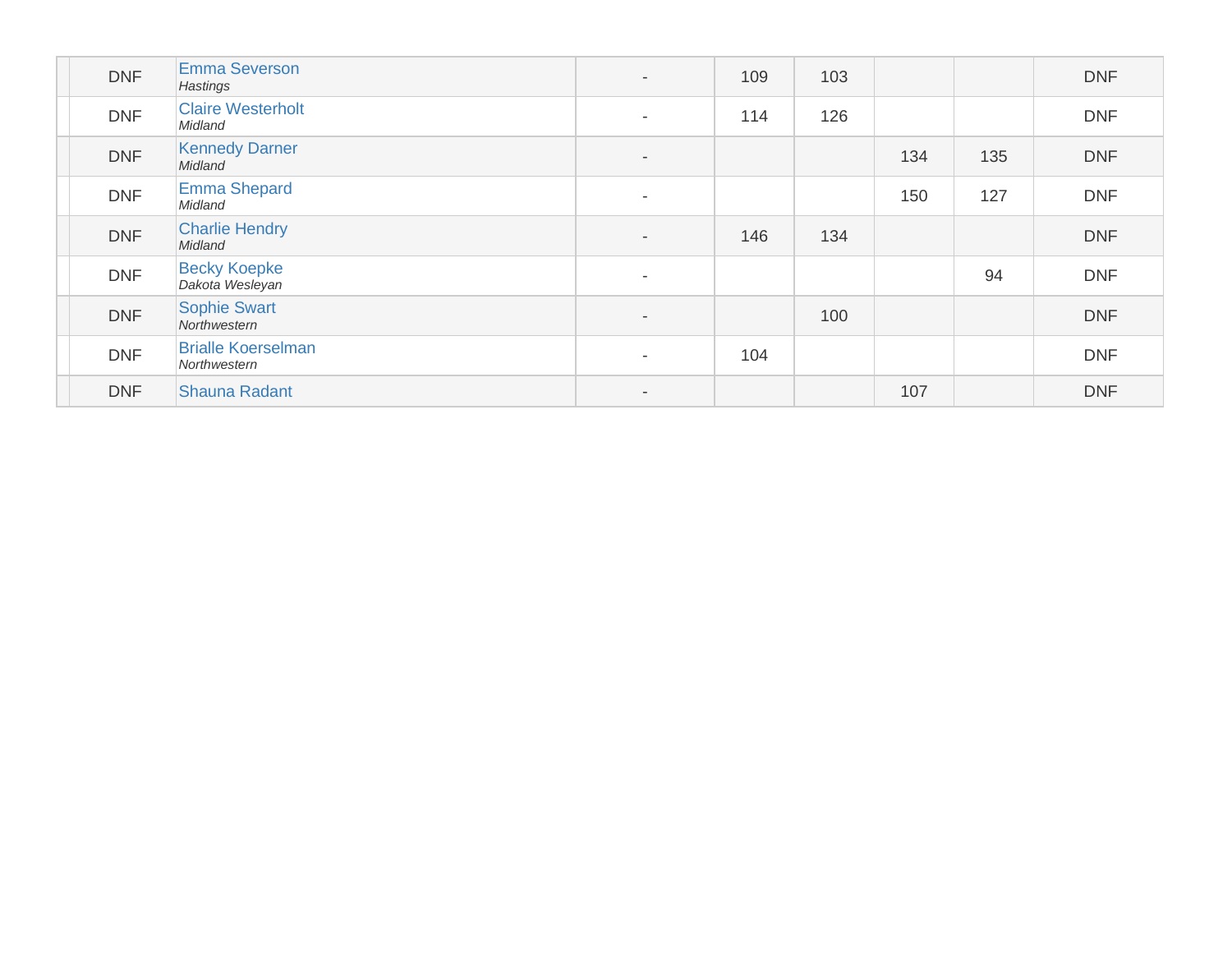| | | | | | | | | |
|---|---|---|---|---|---|---|---|---|
| | DNF | Emma Severson<br>*Hastings* | - | 109 | 103 | | | DNF |
| | DNF | Claire Westerholt<br>*Midland* | - | 114 | 126 | | | DNF |
| | DNF | Kennedy Darner<br>*Midland* | - | | | 134 | 135 | DNF |
| | DNF | Emma Shepard<br>*Midland* | - | | | 150 | 127 | DNF |
| | DNF | Charlie Hendry<br>*Midland* | - | 146 | 134 | | | DNF |
| | DNF | Becky Koepke<br>*Dakota Wesleyan* | - | | | | 94 | DNF |
| | DNF | Sophie Swart<br>*Northwestern* | - | | 100 | | | DNF |
| | DNF | Brialle Koerselman<br>*Northwestern* | - | 104 | | | | DNF |
| | DNF | Shauna Radant | - | | | 107 | | DNF |